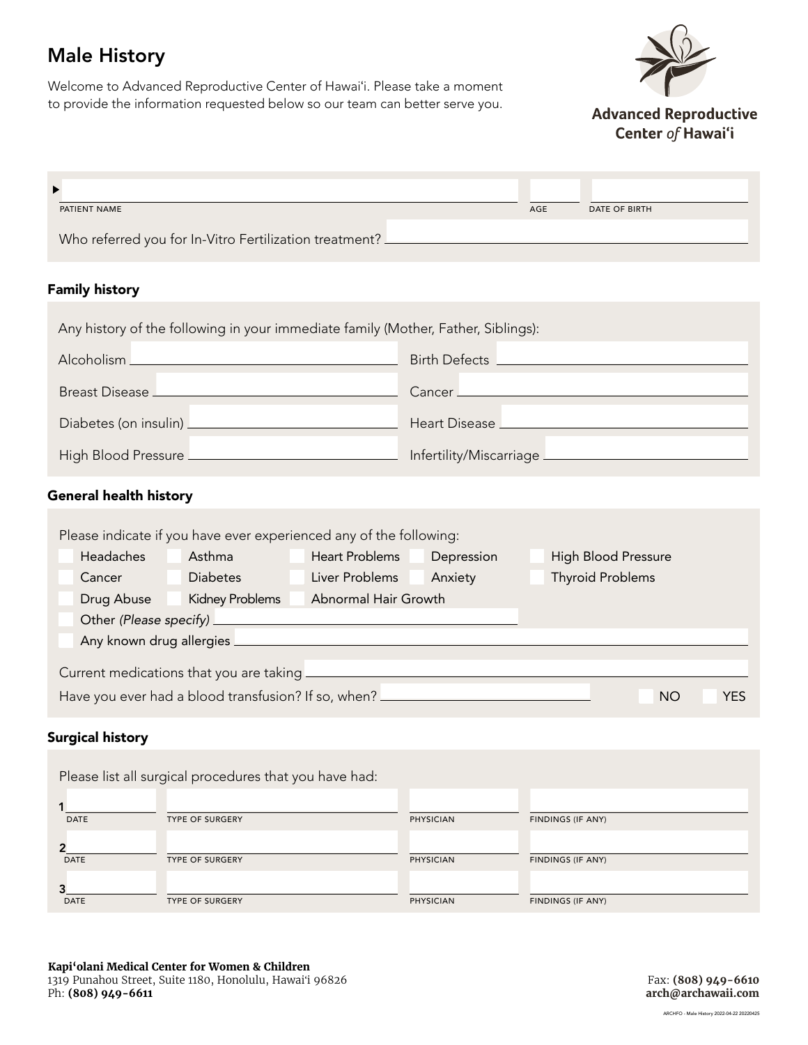# Male History

Welcome to Advanced Reproductive Center of Hawaiʻi. Please take a moment to provide the information requested below so our team can better serve you.

**Advanced Reproductive Center of Hawaiʻi**

PATIENT NAME ______ AGE ______ DATE OF BIRTH ______

Who referred you for In-Vitro Fertilization treatment? ______

## Family history

Any history of the following in your immediate family (Mother, Father, Siblings):

| | |
|---|---|
| Alcoholism ______ | Birth Defects ______ |
| Breast Disease ______ | Cancer ______ |
| Diabetes (on insulin) ______ | Heart Disease ______ |
| High Blood Pressure ______ | Infertility/Miscarriage ______ |

## General health history

Please indicate if you have ever experienced any of the following:

- ☐ Headaches
- ☐ Asthma
- ☐ Heart Problems
- ☐ Depression
- ☐ High Blood Pressure
- ☐ Cancer
- ☐ Diabetes
- ☐ Liver Problems
- ☐ Anxiety
- ☐ Thyroid Problems
- ☐ Drug Abuse
- ☐ Kidney Problems
- ☐ Abnormal Hair Growth
- ☐ Other *(Please specify)* ______
- ☐ Any known drug allergies ______

Current medications that you are taking ______

Have you ever had a blood transfusion? If so, when? ______ ☐ NO ☐ YES

## Surgical history

Please list all surgical procedures that you have had:

| # | DATE | TYPE OF SURGERY | PHYSICIAN | FINDINGS (IF ANY) |
|---|---|---|---|---|
| 1 | | | | |
| 2 | | | | |
| 3 | | | | |

**Kapiʻolani Medical Center for Women & Children**
1319 Punahou Street, Suite 1180, Honolulu, Hawaiʻi 96826
Ph: **(808) 949-6611**

Fax: **(808) 949-6610**
**arch@archawaii.com**

ARCHFO - Male History 2022-04-22 20220425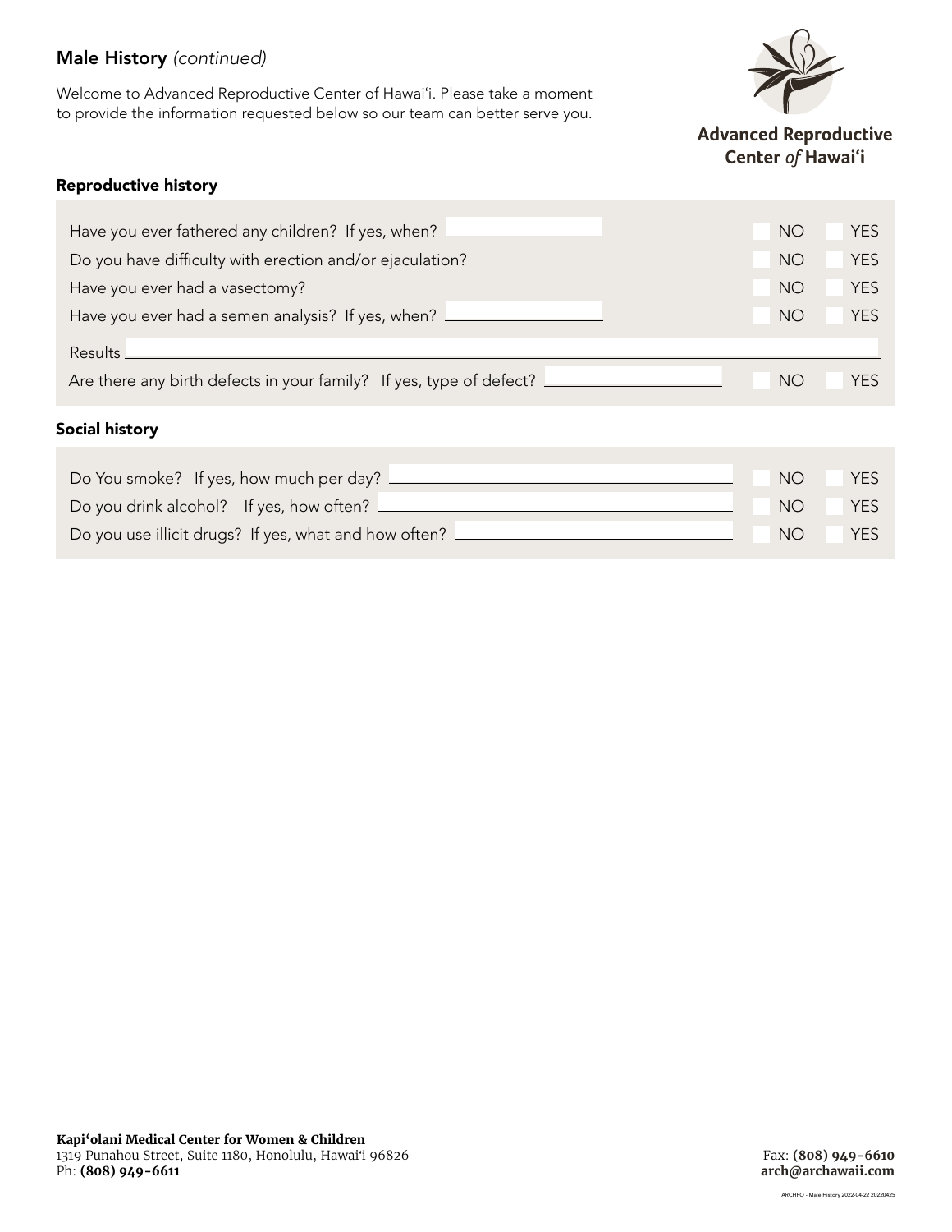## Male History *(continued)*

Welcome to Advanced Reproductive Center of Hawaiʻi. Please take a moment to provide the information requested below so our team can better serve you.

**Advanced Reproductive Center *of* Hawaiʻi**

### Reproductive history

Have you ever fathered any children? If yes, when? ____________________ NO YES

Do you have difficulty with erection and/or ejaculation? NO YES

Have you ever had a vasectomy? NO YES

Have you ever had a semen analysis? If yes, when? ____________________ NO YES

Results ____________________________________________________________

Are there any birth defects in your family? If yes, type of defect? ____________________ NO YES

### Social history

Do You smoke? If yes, how much per day? ____________________ NO YES

Do you drink alcohol? If yes, how often? ____________________ NO YES

Do you use illicit drugs? If yes, what and how often? ____________________ NO YES

**Kapiʻolani Medical Center for Women & Children**
1319 Punahou Street, Suite 1180, Honolulu, Hawaiʻi 96826
Ph: **(808) 949-6611**

Fax: **(808) 949-6610**
**arch@archawaii.com**

ARCHFO - Male History 2022-04-22 20220425